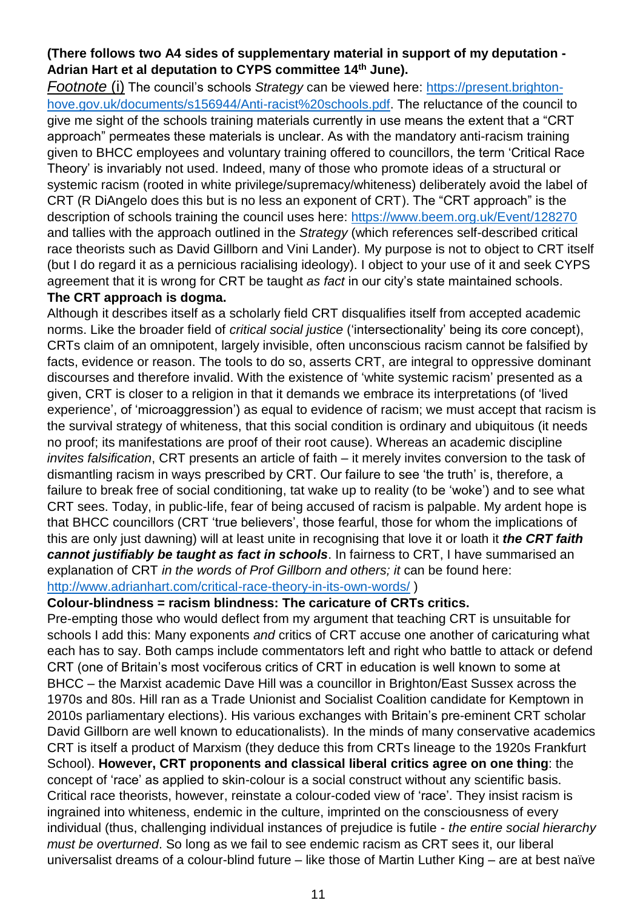**(There follows two A4 sides of supplementary material in support of my deputation - Adrian Hart et al deputation to CYPS committee 14th June).**

*Footnote* (i) The council's schools *Strategy* can be viewed here: https://present.brighton-hove.gov.uk/documents/s156944/Anti-racist%20schools.pdf. The reluctance of the council to give me sight of the schools training materials currently in use means the extent that a "CRT approach" permeates these materials is unclear. As with the mandatory anti-racism training given to BHCC employees and voluntary training offered to councillors, the term 'Critical Race Theory' is invariably not used. Indeed, many of those who promote ideas of a structural or systemic racism (rooted in white privilege/supremacy/whiteness) deliberately avoid the label of CRT (R DiAngelo does this but is no less an exponent of CRT). The "CRT approach" is the description of schools training the council uses here: https://www.beem.org.uk/Event/128270 and tallies with the approach outlined in the *Strategy* (which references self-described critical race theorists such as David Gillborn and Vini Lander). My purpose is not to object to CRT itself (but I do regard it as a pernicious racialising ideology). I object to your use of it and seek CYPS agreement that it is wrong for CRT be taught *as fact* in our city's state maintained schools.

**The CRT approach is dogma.**

Although it describes itself as a scholarly field CRT disqualifies itself from accepted academic norms. Like the broader field of *critical social justice* ('intersectionality' being its core concept), CRTs claim of an omnipotent, largely invisible, often unconscious racism cannot be falsified by facts, evidence or reason. The tools to do so, asserts CRT, are integral to oppressive dominant discourses and therefore invalid. With the existence of 'white systemic racism' presented as a given, CRT is closer to a religion in that it demands we embrace its interpretations (of 'lived experience', of 'microaggression') as equal to evidence of racism; we must accept that racism is the survival strategy of whiteness, that this social condition is ordinary and ubiquitous (it needs no proof; its manifestations are proof of their root cause). Whereas an academic discipline *invites falsification*, CRT presents an article of faith – it merely invites conversion to the task of dismantling racism in ways prescribed by CRT. Our failure to see 'the truth' is, therefore, a failure to break free of social conditioning, tat wake up to reality (to be 'woke') and to see what CRT sees. Today, in public-life, fear of being accused of racism is palpable. My ardent hope is that BHCC councillors (CRT 'true believers', those fearful, those for whom the implications of this are only just dawning) will at least unite in recognising that love it or loath it ***the CRT faith cannot justifiably be taught as fact in schools***. In fairness to CRT, I have summarised an explanation of CRT *in the words of Prof Gillborn and others; it* can be found here: http://www.adrianhart.com/critical-race-theory-in-its-own-words/ )

**Colour-blindness = racism blindness: The caricature of CRTs critics.**

Pre-empting those who would deflect from my argument that teaching CRT is unsuitable for schools I add this: Many exponents *and* critics of CRT accuse one another of caricaturing what each has to say. Both camps include commentators left and right who battle to attack or defend CRT (one of Britain's most vociferous critics of CRT in education is well known to some at BHCC – the Marxist academic Dave Hill was a councillor in Brighton/East Sussex across the 1970s and 80s. Hill ran as a Trade Unionist and Socialist Coalition candidate for Kemptown in 2010s parliamentary elections). His various exchanges with Britain's pre-eminent CRT scholar David Gillborn are well known to educationalists). In the minds of many conservative academics CRT is itself a product of Marxism (they deduce this from CRTs lineage to the 1920s Frankfurt School). **However, CRT proponents and classical liberal critics agree on one thing**: the concept of 'race' as applied to skin-colour is a social construct without any scientific basis. Critical race theorists, however, reinstate a colour-coded view of 'race'. They insist racism is ingrained into whiteness, endemic in the culture, imprinted on the consciousness of every individual (thus, challenging individual instances of prejudice is futile - *the entire social hierarchy must be overturned*. So long as we fail to see endemic racism as CRT sees it, our liberal universalist dreams of a colour-blind future – like those of Martin Luther King – are at best naïve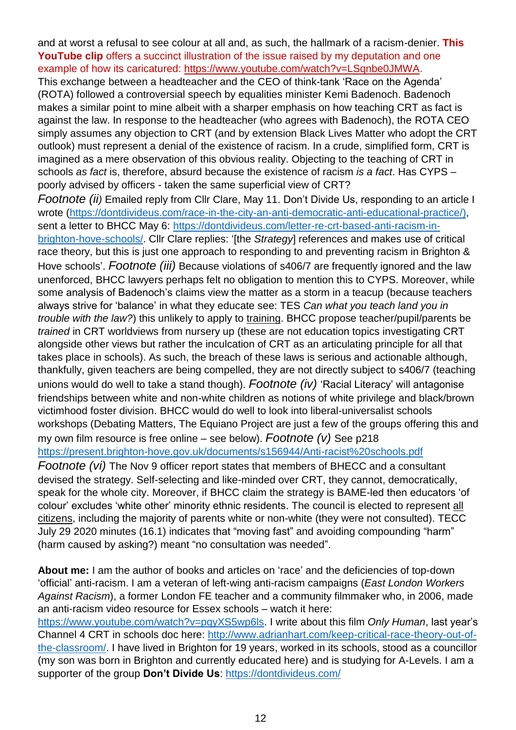and at worst a refusal to see colour at all and, as such, the hallmark of a racism-denier. **This YouTube clip** offers a succinct illustration of the issue raised by my deputation and one example of how its caricatured: https://www.youtube.com/watch?v=LSqnbe0JMWA.

This exchange between a headteacher and the CEO of think-tank 'Race on the Agenda' (ROTA) followed a controversial speech by equalities minister Kemi Badenoch. Badenoch makes a similar point to mine albeit with a sharper emphasis on how teaching CRT as fact is against the law. In response to the headteacher (who agrees with Badenoch), the ROTA CEO simply assumes any objection to CRT (and by extension Black Lives Matter who adopt the CRT outlook) must represent a denial of the existence of racism. In a crude, simplified form, CRT is imagined as a mere observation of this obvious reality. Objecting to the teaching of CRT in schools *as fact* is, therefore, absurd because the existence of racism *is a fact*. Has CYPS – poorly advised by officers - taken the same superficial view of CRT?

*Footnote (ii)* Emailed reply from Cllr Clare, May 11. Don't Divide Us, responding to an article I wrote (https://dontdivideus.com/race-in-the-city-an-anti-democratic-anti-educational-practice/), sent a letter to BHCC May 6: https://dontdivideus.com/letter-re-crt-based-anti-racism-in-brighton-hove-schools/. Cllr Clare replies: '[the *Strategy*] references and makes use of critical race theory, but this is just one approach to responding to and preventing racism in Brighton & Hove schools'. *Footnote (iii)* Because violations of s406/7 are frequently ignored and the law unenforced, BHCC lawyers perhaps felt no obligation to mention this to CYPS. Moreover, while some analysis of Badenoch's claims view the matter as a storm in a teacup (because teachers always strive for 'balance' in what they educate see: TES *Can what you teach land you in trouble with the law?*) this unlikely to apply to training. BHCC propose teacher/pupil/parents be *trained* in CRT worldviews from nursery up (these are not education topics investigating CRT alongside other views but rather the inculcation of CRT as an articulating principle for all that takes place in schools). As such, the breach of these laws is serious and actionable although, thankfully, given teachers are being compelled, they are not directly subject to s406/7 (teaching unions would do well to take a stand though). *Footnote (iv)* 'Racial Literacy' will antagonise friendships between white and non-white children as notions of white privilege and black/brown victimhood foster division. BHCC would do well to look into liberal-universalist schools workshops (Debating Matters, The Equiano Project are just a few of the groups offering this and my own film resource is free online – see below). *Footnote (v)* See p218 https://present.brighton-hove.gov.uk/documents/s156944/Anti-racist%20schools.pdf

*Footnote (vi)* The Nov 9 officer report states that members of BHECC and a consultant devised the strategy. Self-selecting and like-minded over CRT, they cannot, democratically, speak for the whole city. Moreover, if BHCC claim the strategy is BAME-led then educators 'of colour' excludes 'white other' minority ethnic residents. The council is elected to represent all citizens, including the majority of parents white or non-white (they were not consulted). TECC July 29 2020 minutes (16.1) indicates that "moving fast" and avoiding compounding "harm" (harm caused by asking?) meant "no consultation was needed".

**About me:** I am the author of books and articles on 'race' and the deficiencies of top-down 'official' anti-racism. I am a veteran of left-wing anti-racism campaigns (*East London Workers Against Racism*), a former London FE teacher and a community filmmaker who, in 2006, made an anti-racism video resource for Essex schools – watch it here: https://www.youtube.com/watch?v=pqyXS5wp6ls. I write about this film *Only Human*, last year's Channel 4 CRT in schools doc here: http://www.adrianhart.com/keep-critical-race-theory-out-of-the-classroom/. I have lived in Brighton for 19 years, worked in its schools, stood as a councillor (my son was born in Brighton and currently educated here) and is studying for A-Levels. I am a supporter of the group **Don't Divide Us**: https://dontdivideus.com/